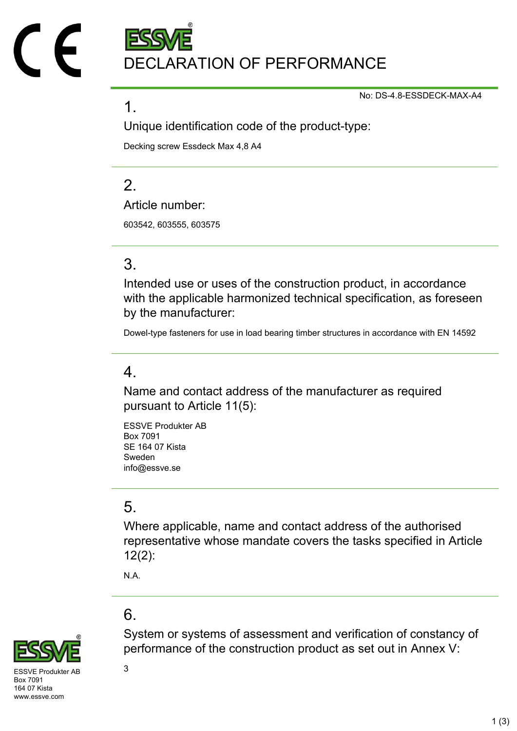# DECLARATION OF PERFORMANCE

No: DS-4.8-ESSDECK-MAX-A4

## 1.

### Unique identification code of the product-type:

Decking screw Essdeck Max 4,8 A4

## 2.

### Article number:

603542, 603555, 603575

## 3.

### Intended use or uses of the construction product, in accordance with the applicable harmonized technical specification, as foreseen by the manufacturer:

Dowel-type fasteners for use in load bearing timber structures in accordance with EN 14592

## 4.

### Name and contact address of the manufacturer as required pursuant to Article 11(5):

ESSVE Produkter AB
Box 7091
SE 164 07 Kista
Sweden
info@essve.se

## 5.

### Where applicable, name and contact address of the authorised representative whose mandate covers the tasks specified in Article 12(2):

N.A.

## 6.

### System or systems of assessment and verification of constancy of performance of the construction product as set out in Annex V:

3

ESSVE Produkter AB
Box 7091
164 07 Kista
www.essve.com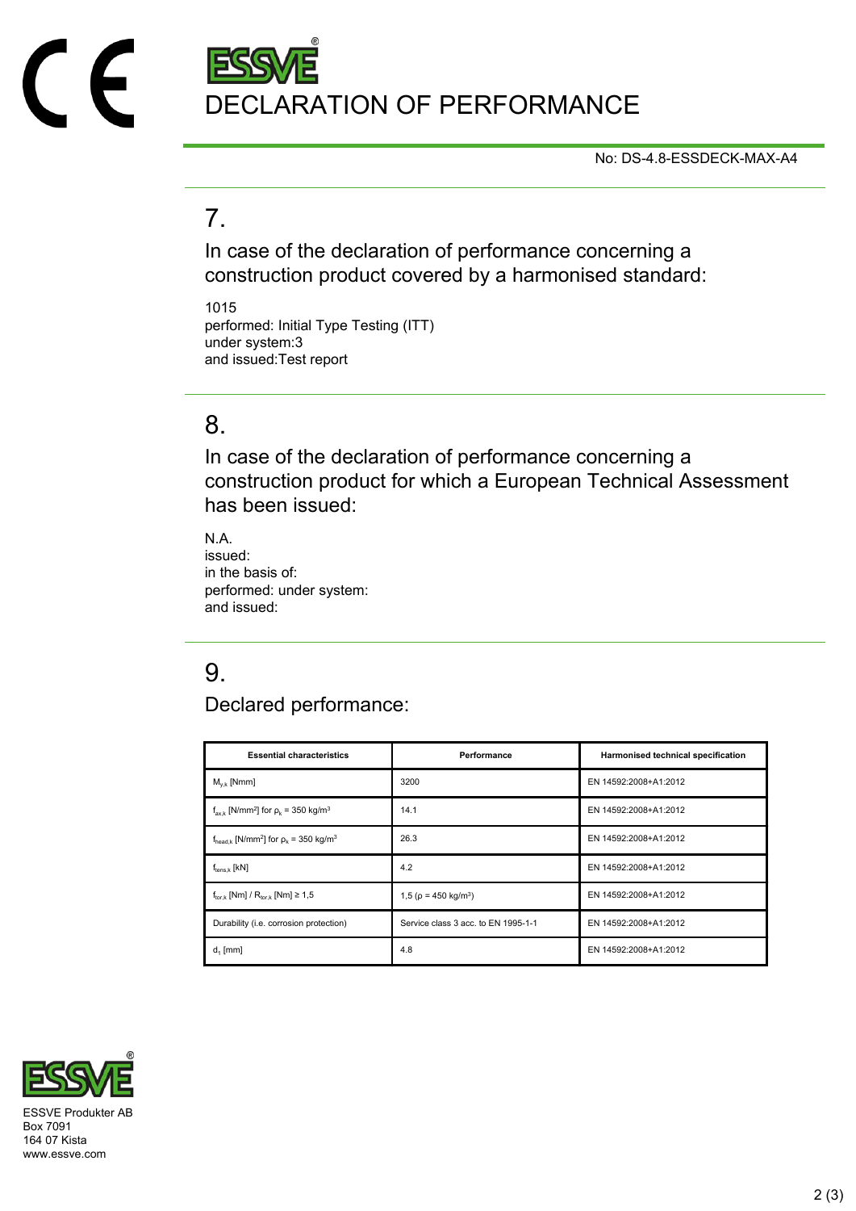# DECLARATION OF PERFORMANCE

No: DS-4.8-ESSDECK-MAX-A4

## 7.

In case of the declaration of performance concerning a construction product covered by a harmonised standard:

1015
performed: Initial Type Testing (ITT)
under system:3
and issued:Test report

## 8.

In case of the declaration of performance concerning a construction product for which a European Technical Assessment has been issued:

N.A.
issued:
in the basis of:
performed: under system:
and issued:

## 9.

Declared performance:

| Essential characteristics | Performance | Harmonised technical specification |
|---|---|---|
| $M_{y,k}$ [Nmm] | 3200 | EN 14592:2008+A1:2012 |
| $f_{ax,k}$ [N/mm$^2$] for $\rho_k$ = 350 kg/m$^3$ | 14.1 | EN 14592:2008+A1:2012 |
| $f_{head,k}$ [N/mm$^2$] for $\rho_k$ = 350 kg/m$^3$ | 26.3 | EN 14592:2008+A1:2012 |
| $f_{tens,k}$ [kN] | 4.2 | EN 14592:2008+A1:2012 |
| $f_{tor,k}$ [Nm] / $R_{tor,k}$ [Nm] ≥ 1,5 | 1,5 ($\rho$ = 450 kg/m$^3$) | EN 14592:2008+A1:2012 |
| Durability (i.e. corrosion protection) | Service class 3 acc. to EN 1995-1-1 | EN 14592:2008+A1:2012 |
| $d_1$ [mm] | 4.8 | EN 14592:2008+A1:2012 |

ESSVE Produkter AB
Box 7091
164 07 Kista
www.essve.com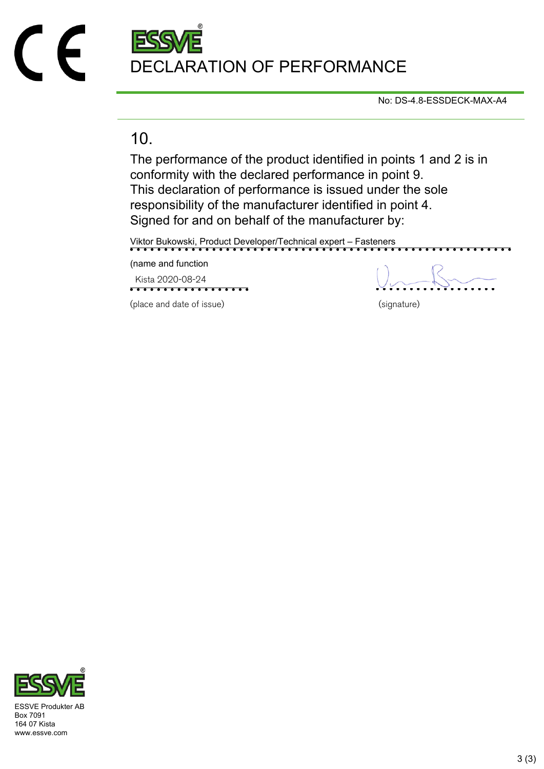# DECLARATION OF PERFORMANCE

No: DS-4.8-ESSDECK-MAX-A4

## 10.

The performance of the product identified in points 1 and 2 is in conformity with the declared performance in point 9.
This declaration of performance is issued under the sole responsibility of the manufacturer identified in point 4.
Signed for and on behalf of the manufacturer by:

Viktor Bukowski, Product Developer/Technical expert – Fasteners

(name and function

Kista 2020-08-24

(place and date of issue)

(signature)

ESSVE Produkter AB
Box 7091
164 07 Kista
www.essve.com